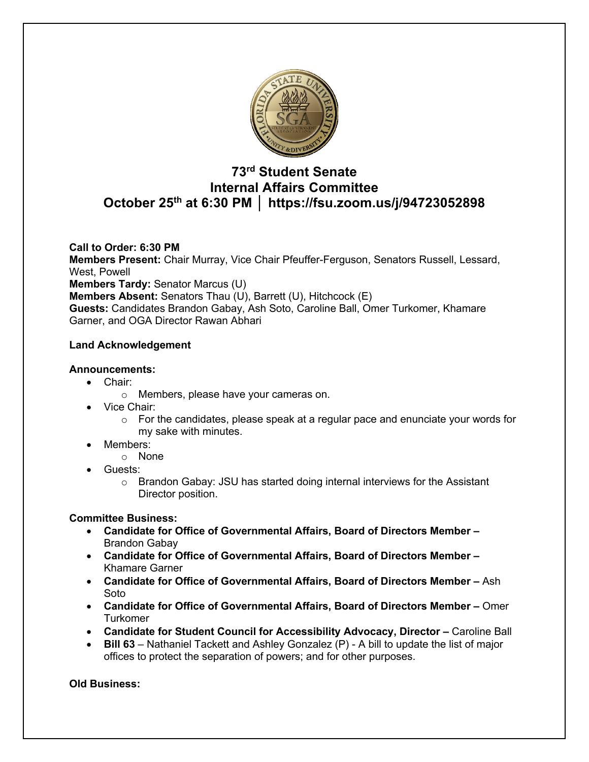# 73rd Student Senate
# Internal Affairs Committee
# October 25th at 6:30 PM │ https://fsu.zoom.us/j/94723052898

**Call to Order: 6:30 PM**
**Members Present:** Chair Murray, Vice Chair Pfeuffer-Ferguson, Senators Russell, Lessard, West, Powell
**Members Tardy:** Senator Marcus (U)
**Members Absent:** Senators Thau (U), Barrett (U), Hitchcock (E)
**Guests:** Candidates Brandon Gabay, Ash Soto, Caroline Ball, Omer Turkomer, Khamare Garner, and OGA Director Rawan Abhari

**Land Acknowledgement**

**Announcements:**

- Chair:
  - Members, please have your cameras on.
- Vice Chair:
  - For the candidates, please speak at a regular pace and enunciate your words for my sake with minutes.
- Members:
  - None
- Guests:
  - Brandon Gabay: JSU has started doing internal interviews for the Assistant Director position.

**Committee Business:**

- **Candidate for Office of Governmental Affairs, Board of Directors Member –** Brandon Gabay
- **Candidate for Office of Governmental Affairs, Board of Directors Member –** Khamare Garner
- **Candidate for Office of Governmental Affairs, Board of Directors Member –** Ash Soto
- **Candidate for Office of Governmental Affairs, Board of Directors Member –** Omer Turkomer
- **Candidate for Student Council for Accessibility Advocacy, Director –** Caroline Ball
- **Bill 63** – Nathaniel Tackett and Ashley Gonzalez (P) - A bill to update the list of major offices to protect the separation of powers; and for other purposes.

**Old Business:**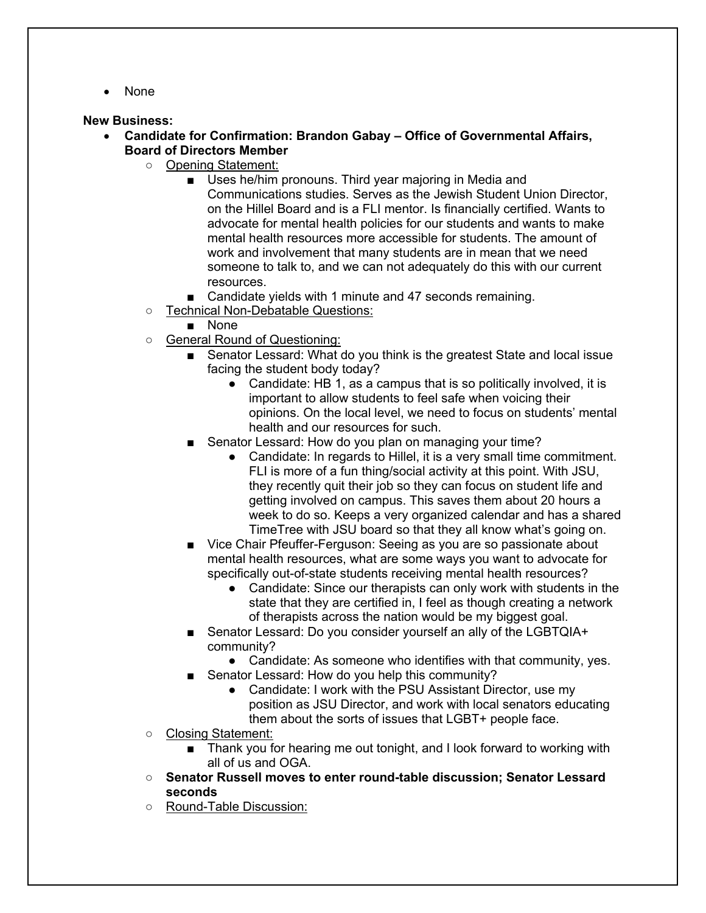- None

**New Business:**

- **Candidate for Confirmation: Brandon Gabay – Office of Governmental Affairs, Board of Directors Member**
  - Opening Statement:
    - Uses he/him pronouns. Third year majoring in Media and Communications studies. Serves as the Jewish Student Union Director, on the Hillel Board and is a FLI mentor. Is financially certified. Wants to advocate for mental health policies for our students and wants to make mental health resources more accessible for students. The amount of work and involvement that many students are in mean that we need someone to talk to, and we can not adequately do this with our current resources.
    - Candidate yields with 1 minute and 47 seconds remaining.
  - Technical Non-Debatable Questions:
    - None
  - General Round of Questioning:
    - Senator Lessard: What do you think is the greatest State and local issue facing the student body today?
      - Candidate: HB 1, as a campus that is so politically involved, it is important to allow students to feel safe when voicing their opinions. On the local level, we need to focus on students' mental health and our resources for such.
    - Senator Lessard: How do you plan on managing your time?
      - Candidate: In regards to Hillel, it is a very small time commitment. FLI is more of a fun thing/social activity at this point. With JSU, they recently quit their job so they can focus on student life and getting involved on campus. This saves them about 20 hours a week to do so. Keeps a very organized calendar and has a shared TimeTree with JSU board so that they all know what's going on.
    - Vice Chair Pfeuffer-Ferguson: Seeing as you are so passionate about mental health resources, what are some ways you want to advocate for specifically out-of-state students receiving mental health resources?
      - Candidate: Since our therapists can only work with students in the state that they are certified in, I feel as though creating a network of therapists across the nation would be my biggest goal.
    - Senator Lessard: Do you consider yourself an ally of the LGBTQIA+ community?
      - Candidate: As someone who identifies with that community, yes.
    - Senator Lessard: How do you help this community?
      - Candidate: I work with the PSU Assistant Director, use my position as JSU Director, and work with local senators educating them about the sorts of issues that LGBT+ people face.
  - Closing Statement:
    - Thank you for hearing me out tonight, and I look forward to working with all of us and OGA.
  - **Senator Russell moves to enter round-table discussion; Senator Lessard seconds**
  - Round-Table Discussion: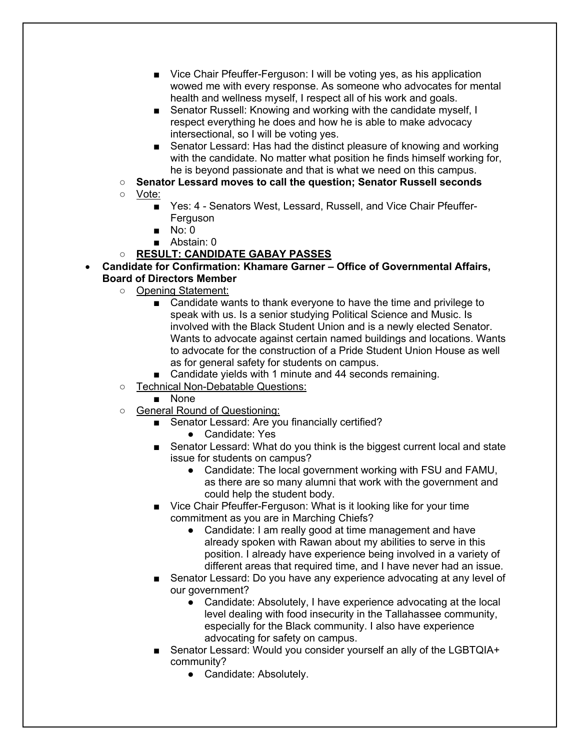- Vice Chair Pfeuffer-Ferguson: I will be voting yes, as his application wowed me with every response. As someone who advocates for mental health and wellness myself, I respect all of his work and goals.
      - Senator Russell: Knowing and working with the candidate myself, I respect everything he does and how he is able to make advocacy intersectional, so I will be voting yes.
      - Senator Lessard: Has had the distinct pleasure of knowing and working with the candidate. No matter what position he finds himself working for, he is beyond passionate and that is what we need on this campus.
  - **Senator Lessard moves to call the question; Senator Russell seconds**
  - Vote:
    - Yes: 4 - Senators West, Lessard, Russell, and Vice Chair Pfeuffer-Ferguson
    - No: 0
    - Abstain: 0
  - **RESULT: CANDIDATE GABAY PASSES**
- **Candidate for Confirmation: Khamare Garner – Office of Governmental Affairs, Board of Directors Member**
  - Opening Statement:
    - Candidate wants to thank everyone to have the time and privilege to speak with us. Is a senior studying Political Science and Music. Is involved with the Black Student Union and is a newly elected Senator. Wants to advocate against certain named buildings and locations. Wants to advocate for the construction of a Pride Student Union House as well as for general safety for students on campus.
    - Candidate yields with 1 minute and 44 seconds remaining.
  - Technical Non-Debatable Questions:
    - None
  - General Round of Questioning:
    - Senator Lessard: Are you financially certified?
      - Candidate: Yes
    - Senator Lessard: What do you think is the biggest current local and state issue for students on campus?
      - Candidate: The local government working with FSU and FAMU, as there are so many alumni that work with the government and could help the student body.
    - Vice Chair Pfeuffer-Ferguson: What is it looking like for your time commitment as you are in Marching Chiefs?
      - Candidate: I am really good at time management and have already spoken with Rawan about my abilities to serve in this position. I already have experience being involved in a variety of different areas that required time, and I have never had an issue.
    - Senator Lessard: Do you have any experience advocating at any level of our government?
      - Candidate: Absolutely, I have experience advocating at the local level dealing with food insecurity in the Tallahassee community, especially for the Black community. I also have experience advocating for safety on campus.
    - Senator Lessard: Would you consider yourself an ally of the LGBTQIA+ community?
      - Candidate: Absolutely.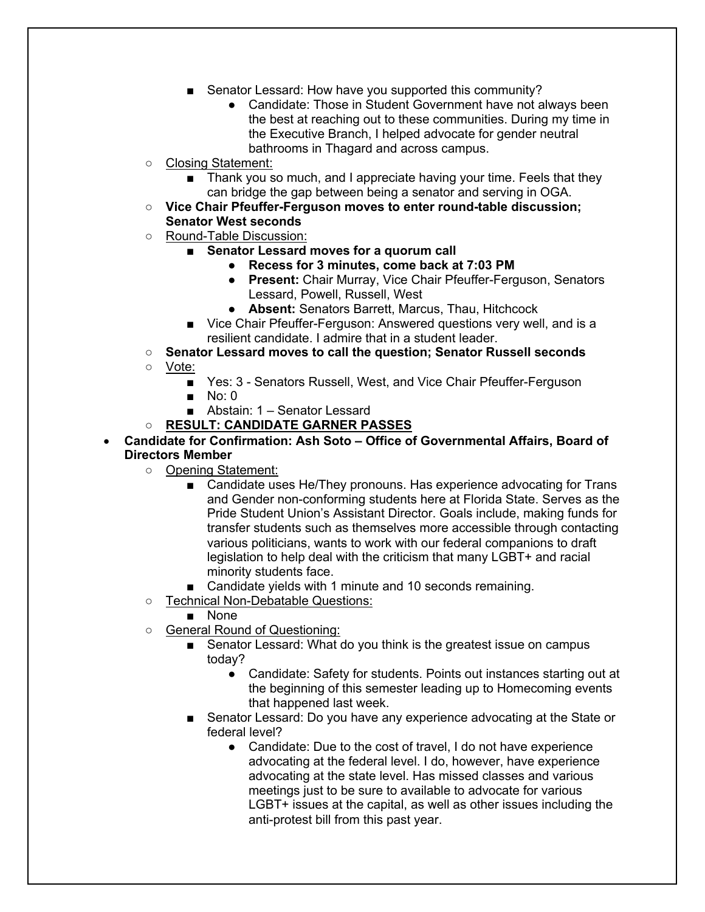- Senator Lessard: How have you supported this community?
     - Candidate: Those in Student Government have not always been the best at reaching out to these communities. During my time in the Executive Branch, I helped advocate for gender neutral bathrooms in Thagard and across campus.
- <u>Closing Statement:</u>
   - Thank you so much, and I appreciate having your time. Feels that they can bridge the gap between being a senator and serving in OGA.
- **Vice Chair Pfeuffer-Ferguson moves to enter round-table discussion; Senator West seconds**
- <u>Round-Table Discussion:</u>
   - **Senator Lessard moves for a quorum call**
     - **Recess for 3 minutes, come back at 7:03 PM**
     - **Present:** Chair Murray, Vice Chair Pfeuffer-Ferguson, Senators Lessard, Powell, Russell, West
     - **Absent:** Senators Barrett, Marcus, Thau, Hitchcock
   - Vice Chair Pfeuffer-Ferguson: Answered questions very well, and is a resilient candidate. I admire that in a student leader.
- **Senator Lessard moves to call the question; Senator Russell seconds**
- <u>Vote:</u>
   - Yes: 3 - Senators Russell, West, and Vice Chair Pfeuffer-Ferguson
   - No: 0
   - Abstain: 1 – Senator Lessard
- **<u>RESULT: CANDIDATE GARNER PASSES</u>**

- **Candidate for Confirmation: Ash Soto – Office of Governmental Affairs, Board of Directors Member**
   - <u>Opening Statement:</u>
     - Candidate uses He/They pronouns. Has experience advocating for Trans and Gender non-conforming students here at Florida State. Serves as the Pride Student Union's Assistant Director. Goals include, making funds for transfer students such as themselves more accessible through contacting various politicians, wants to work with our federal companions to draft legislation to help deal with the criticism that many LGBT+ and racial minority students face.
     - Candidate yields with 1 minute and 10 seconds remaining.
   - <u>Technical Non-Debatable Questions:</u>
     - None
   - <u>General Round of Questioning:</u>
     - Senator Lessard: What do you think is the greatest issue on campus today?
       - Candidate: Safety for students. Points out instances starting out at the beginning of this semester leading up to Homecoming events that happened last week.
     - Senator Lessard: Do you have any experience advocating at the State or federal level?
       - Candidate: Due to the cost of travel, I do not have experience advocating at the federal level. I do, however, have experience advocating at the state level. Has missed classes and various meetings just to be sure to available to advocate for various LGBT+ issues at the capital, as well as other issues including the anti-protest bill from this past year.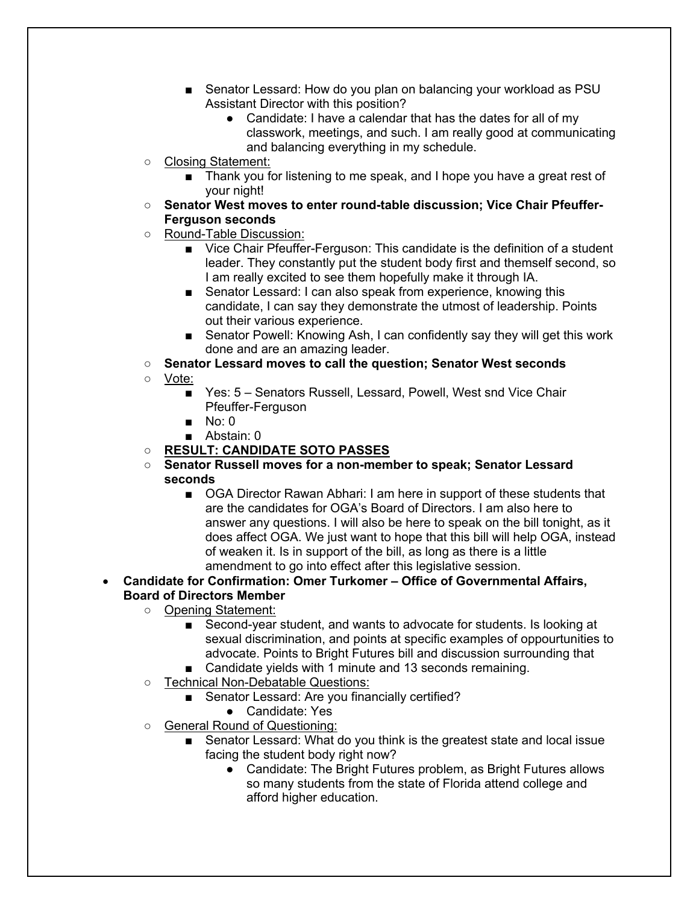- Senator Lessard: How do you plan on balancing your workload as PSU Assistant Director with this position?
  - Candidate: I have a calendar that has the dates for all of my classwork, meetings, and such. I am really good at communicating and balancing everything in my schedule.
- Closing Statement:
  - Thank you for listening to me speak, and I hope you have a great rest of your night!
- **Senator West moves to enter round-table discussion; Vice Chair Pfeuffer-Ferguson seconds**
- Round-Table Discussion:
  - Vice Chair Pfeuffer-Ferguson: This candidate is the definition of a student leader. They constantly put the student body first and themself second, so I am really excited to see them hopefully make it through IA.
  - Senator Lessard: I can also speak from experience, knowing this candidate, I can say they demonstrate the utmost of leadership. Points out their various experience.
  - Senator Powell: Knowing Ash, I can confidently say they will get this work done and are an amazing leader.
- **Senator Lessard moves to call the question; Senator West seconds**
- Vote:
  - Yes: 5 – Senators Russell, Lessard, Powell, West snd Vice Chair Pfeuffer-Ferguson
  - No: 0
  - Abstain: 0
- **RESULT: CANDIDATE SOTO PASSES**
- **Senator Russell moves for a non-member to speak; Senator Lessard seconds**
  - OGA Director Rawan Abhari: I am here in support of these students that are the candidates for OGA's Board of Directors. I am also here to answer any questions. I will also be here to speak on the bill tonight, as it does affect OGA. We just want to hope that this bill will help OGA, instead of weaken it. Is in support of the bill, as long as there is a little amendment to go into effect after this legislative session.

- **Candidate for Confirmation: Omer Turkomer – Office of Governmental Affairs, Board of Directors Member**
  - Opening Statement:
    - Second-year student, and wants to advocate for students. Is looking at sexual discrimination, and points at specific examples of oppourtunities to advocate. Points to Bright Futures bill and discussion surrounding that
    - Candidate yields with 1 minute and 13 seconds remaining.
  - Technical Non-Debatable Questions:
    - Senator Lessard: Are you financially certified?
      - Candidate: Yes
  - General Round of Questioning:
    - Senator Lessard: What do you think is the greatest state and local issue facing the student body right now?
      - Candidate: The Bright Futures problem, as Bright Futures allows so many students from the state of Florida attend college and afford higher education.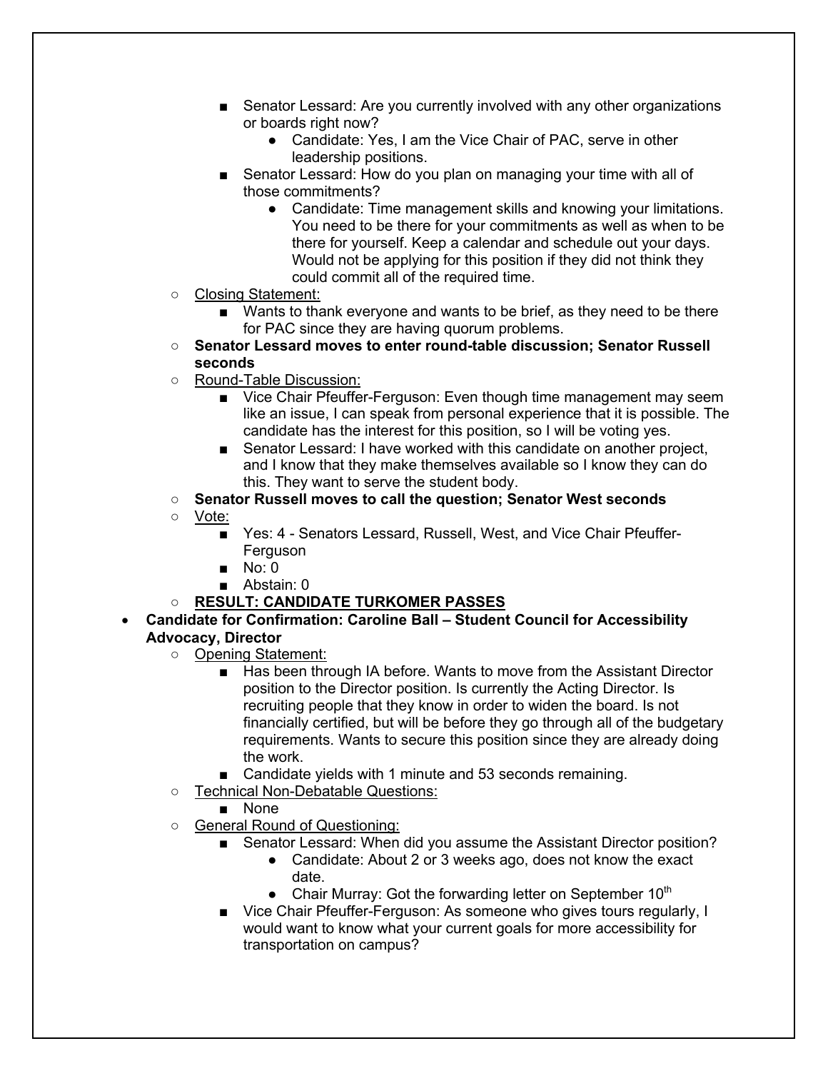- Senator Lessard: Are you currently involved with any other organizations or boards right now?
  - Candidate: Yes, I am the Vice Chair of PAC, serve in other leadership positions.
- Senator Lessard: How do you plan on managing your time with all of those commitments?
  - Candidate: Time management skills and knowing your limitations. You need to be there for your commitments as well as when to be there for yourself. Keep a calendar and schedule out your days. Would not be applying for this position if they did not think they could commit all of the required time.

- Closing Statement:
  - Wants to thank everyone and wants to be brief, as they need to be there for PAC since they are having quorum problems.
- **Senator Lessard moves to enter round-table discussion; Senator Russell seconds**
- Round-Table Discussion:
  - Vice Chair Pfeuffer-Ferguson: Even though time management may seem like an issue, I can speak from personal experience that it is possible. The candidate has the interest for this position, so I will be voting yes.
  - Senator Lessard: I have worked with this candidate on another project, and I know that they make themselves available so I know they can do this. They want to serve the student body.
- **Senator Russell moves to call the question; Senator West seconds**
- Vote:
  - Yes: 4 - Senators Lessard, Russell, West, and Vice Chair Pfeuffer-Ferguson
  - No: 0
  - Abstain: 0
- **RESULT: CANDIDATE TURKOMER PASSES**

- **Candidate for Confirmation: Caroline Ball – Student Council for Accessibility Advocacy, Director**
  - Opening Statement:
    - Has been through IA before. Wants to move from the Assistant Director position to the Director position. Is currently the Acting Director. Is recruiting people that they know in order to widen the board. Is not financially certified, but will be before they go through all of the budgetary requirements. Wants to secure this position since they are already doing the work.
    - Candidate yields with 1 minute and 53 seconds remaining.
  - Technical Non-Debatable Questions:
    - None
  - General Round of Questioning:
    - Senator Lessard: When did you assume the Assistant Director position?
      - Candidate: About 2 or 3 weeks ago, does not know the exact date.
      - Chair Murray: Got the forwarding letter on September 10th
    - Vice Chair Pfeuffer-Ferguson: As someone who gives tours regularly, I would want to know what your current goals for more accessibility for transportation on campus?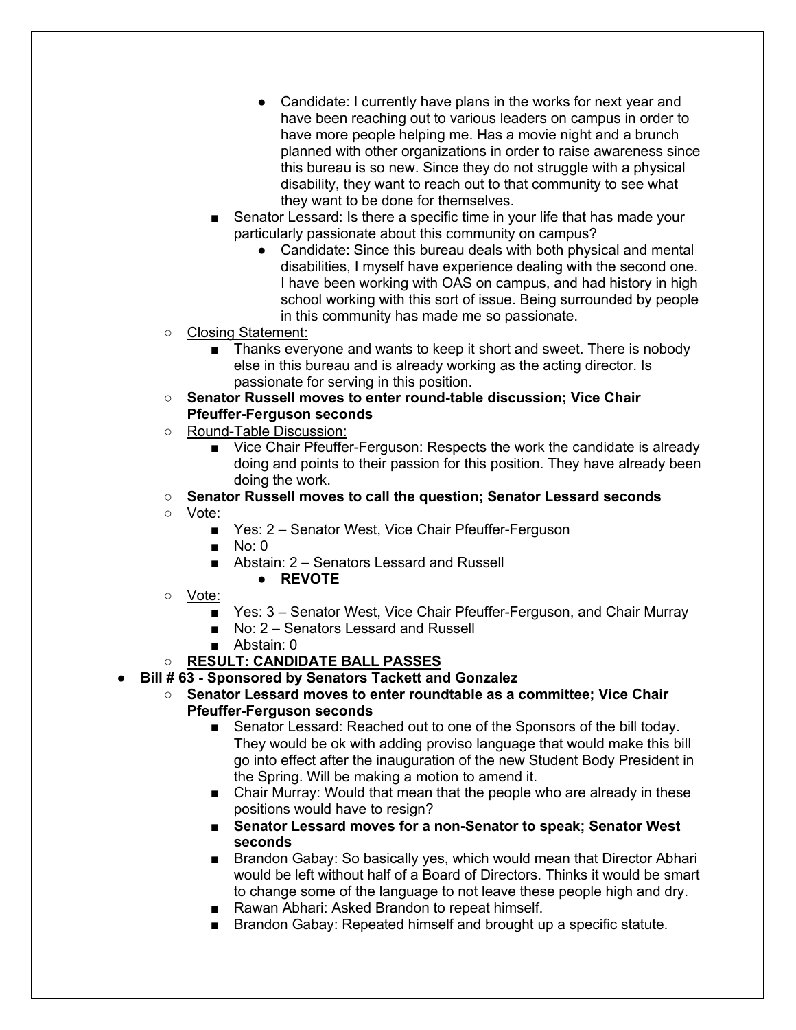- Candidate: I currently have plans in the works for next year and have been reaching out to various leaders on campus in order to have more people helping me. Has a movie night and a brunch planned with other organizations in order to raise awareness since this bureau is so new. Since they do not struggle with a physical disability, they want to reach out to that community to see what they want to be done for themselves.
      - Senator Lessard: Is there a specific time in your life that has made your particularly passionate about this community on campus?
        - Candidate: Since this bureau deals with both physical and mental disabilities, I myself have experience dealing with the second one. I have been working with OAS on campus, and had history in high school working with this sort of issue. Being surrounded by people in this community has made me so passionate.
  - Closing Statement:
    - Thanks everyone and wants to keep it short and sweet. There is nobody else in this bureau and is already working as the acting director. Is passionate for serving in this position.
  - **Senator Russell moves to enter round-table discussion; Vice Chair Pfeuffer-Ferguson seconds**
  - Round-Table Discussion:
    - Vice Chair Pfeuffer-Ferguson: Respects the work the candidate is already doing and points to their passion for this position. They have already been doing the work.
  - **Senator Russell moves to call the question; Senator Lessard seconds**
  - Vote:
    - Yes: 2 – Senator West, Vice Chair Pfeuffer-Ferguson
    - No: 0
    - Abstain: 2 – Senators Lessard and Russell
      - **REVOTE**
  - Vote:
    - Yes: 3 – Senator West, Vice Chair Pfeuffer-Ferguson, and Chair Murray
    - No: 2 – Senators Lessard and Russell
    - Abstain: 0
  - **RESULT: CANDIDATE BALL PASSES**
- **Bill # 63 - Sponsored by Senators Tackett and Gonzalez**
  - **Senator Lessard moves to enter roundtable as a committee; Vice Chair Pfeuffer-Ferguson seconds**
    - Senator Lessard: Reached out to one of the Sponsors of the bill today. They would be ok with adding proviso language that would make this bill go into effect after the inauguration of the new Student Body President in the Spring. Will be making a motion to amend it.
    - Chair Murray: Would that mean that the people who are already in these positions would have to resign?
    - **Senator Lessard moves for a non-Senator to speak; Senator West seconds**
    - Brandon Gabay: So basically yes, which would mean that Director Abhari would be left without half of a Board of Directors. Thinks it would be smart to change some of the language to not leave these people high and dry.
    - Rawan Abhari: Asked Brandon to repeat himself.
    - Brandon Gabay: Repeated himself and brought up a specific statute.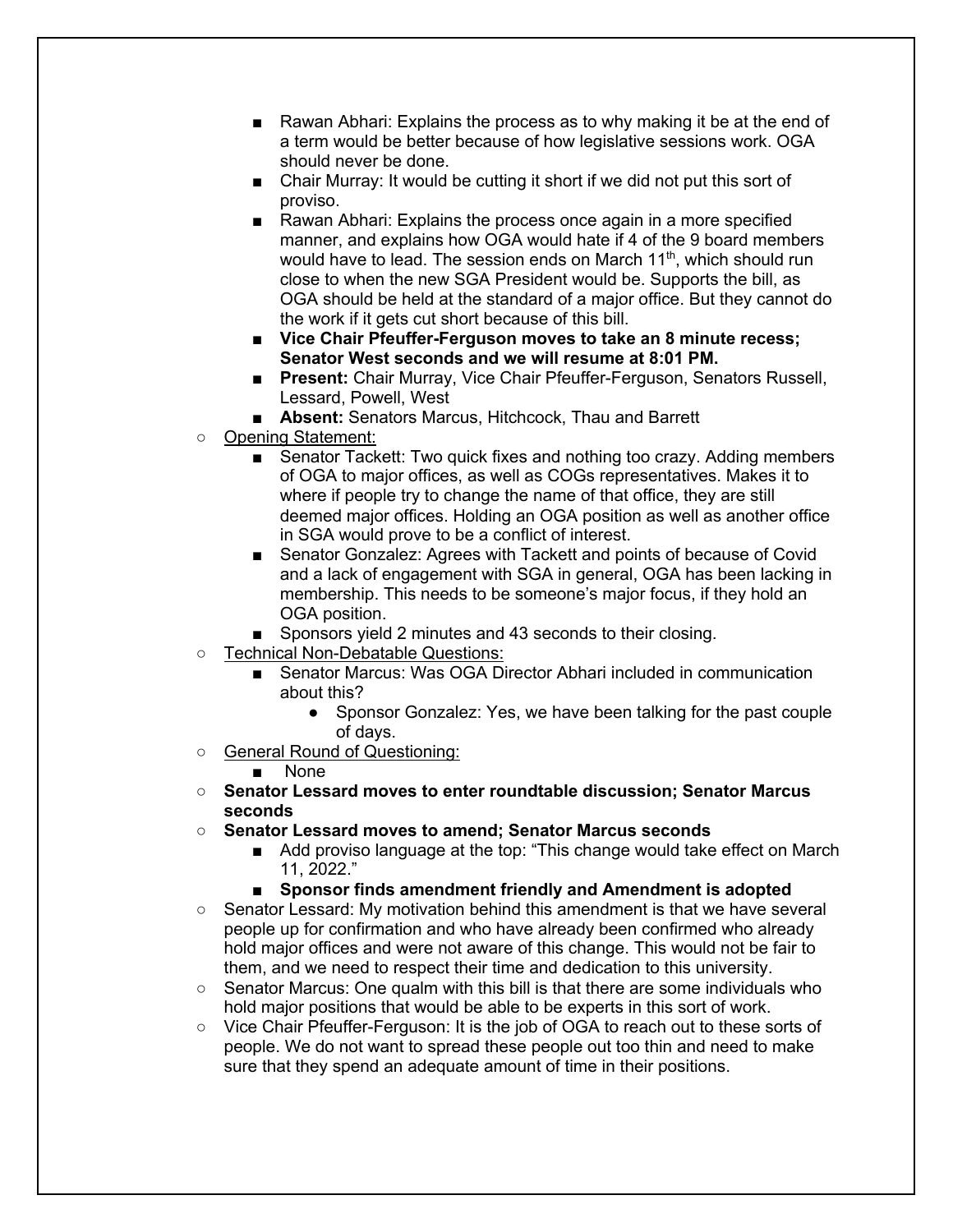- Rawan Abhari: Explains the process as to why making it be at the end of a term would be better because of how legislative sessions work. OGA should never be done.
        - Chair Murray: It would be cutting it short if we did not put this sort of proviso.
        - Rawan Abhari: Explains the process once again in a more specified manner, and explains how OGA would hate if 4 of the 9 board members would have to lead. The session ends on March 11th, which should run close to when the new SGA President would be. Supports the bill, as OGA should be held at the standard of a major office. But they cannot do the work if it gets cut short because of this bill.
        - **Vice Chair Pfeuffer-Ferguson moves to take an 8 minute recess; Senator West seconds and we will resume at 8:01 PM.**
        - **Present:** Chair Murray, Vice Chair Pfeuffer-Ferguson, Senators Russell, Lessard, Powell, West
        - **Absent:** Senators Marcus, Hitchcock, Thau and Barrett
    - Opening Statement:
        - Senator Tackett: Two quick fixes and nothing too crazy. Adding members of OGA to major offices, as well as COGs representatives. Makes it to where if people try to change the name of that office, they are still deemed major offices. Holding an OGA position as well as another office in SGA would prove to be a conflict of interest.
        - Senator Gonzalez: Agrees with Tackett and points of because of Covid and a lack of engagement with SGA in general, OGA has been lacking in membership. This needs to be someone's major focus, if they hold an OGA position.
        - Sponsors yield 2 minutes and 43 seconds to their closing.
    - Technical Non-Debatable Questions:
        - Senator Marcus: Was OGA Director Abhari included in communication about this?
            - Sponsor Gonzalez: Yes, we have been talking for the past couple of days.
    - General Round of Questioning:
        - None
    - **Senator Lessard moves to enter roundtable discussion; Senator Marcus seconds**
    - **Senator Lessard moves to amend; Senator Marcus seconds**
        - Add proviso language at the top: "This change would take effect on March 11, 2022."
        - **Sponsor finds amendment friendly and Amendment is adopted**
    - Senator Lessard: My motivation behind this amendment is that we have several people up for confirmation and who have already been confirmed who already hold major offices and were not aware of this change. This would not be fair to them, and we need to respect their time and dedication to this university.
    - Senator Marcus: One qualm with this bill is that there are some individuals who hold major positions that would be able to be experts in this sort of work.
    - Vice Chair Pfeuffer-Ferguson: It is the job of OGA to reach out to these sorts of people. We do not want to spread these people out too thin and need to make sure that they spend an adequate amount of time in their positions.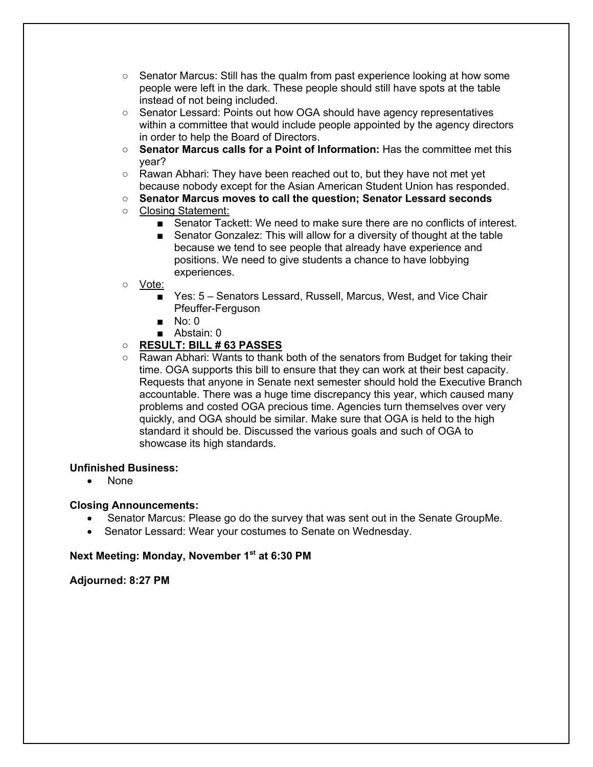- Senator Marcus: Still has the qualm from past experience looking at how some people were left in the dark. These people should still have spots at the table instead of not being included.
- Senator Lessard: Points out how OGA should have agency representatives within a committee that would include people appointed by the agency directors in order to help the Board of Directors.
- **Senator Marcus calls for a Point of Information:** Has the committee met this year?
- Rawan Abhari: They have been reached out to, but they have not met yet because nobody except for the Asian American Student Union has responded.
- **Senator Marcus moves to call the question; Senator Lessard seconds**
- Closing Statement:
    - Senator Tackett: We need to make sure there are no conflicts of interest.
    - Senator Gonzalez: This will allow for a diversity of thought at the table because we tend to see people that already have experience and positions. We need to give students a chance to have lobbying experiences.
- Vote:
    - Yes: 5 – Senators Lessard, Russell, Marcus, West, and Vice Chair Pfeuffer-Ferguson
    - No: 0
    - Abstain: 0
- **RESULT: BILL # 63 PASSES**
- Rawan Abhari: Wants to thank both of the senators from Budget for taking their time. OGA supports this bill to ensure that they can work at their best capacity. Requests that anyone in Senate next semester should hold the Executive Branch accountable. There was a huge time discrepancy this year, which caused many problems and costed OGA precious time. Agencies turn themselves over very quickly, and OGA should be similar. Make sure that OGA is held to the high standard it should be. Discussed the various goals and such of OGA to showcase its high standards.

**Unfinished Business:**

- None

**Closing Announcements:**

- Senator Marcus: Please go do the survey that was sent out in the Senate GroupMe.
- Senator Lessard: Wear your costumes to Senate on Wednesday.

**Next Meeting: Monday, November 1st at 6:30 PM**

**Adjourned: 8:27 PM**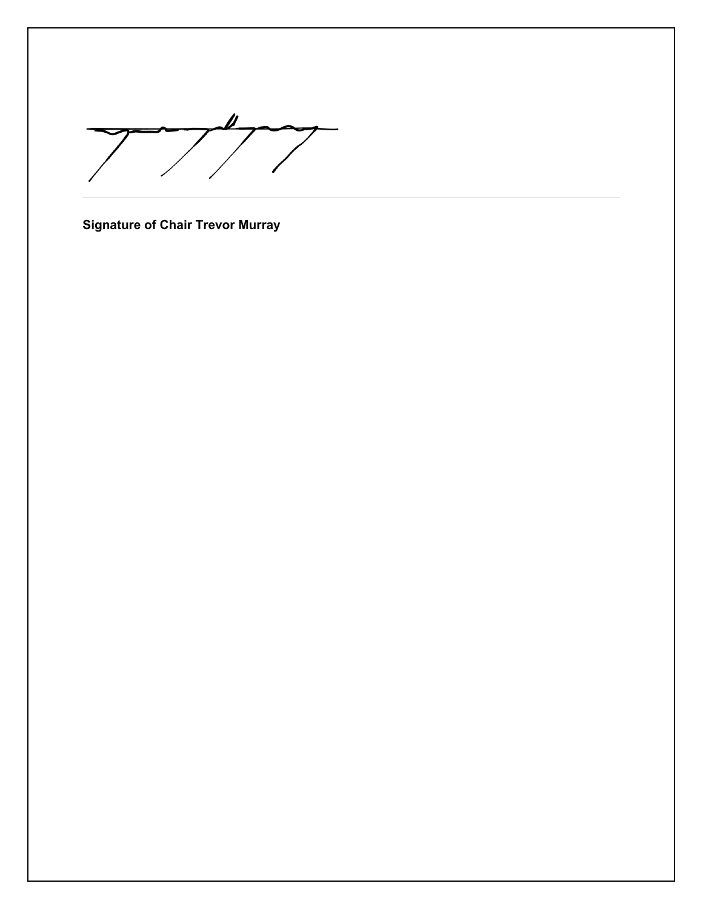**Signature of Chair Trevor Murray**